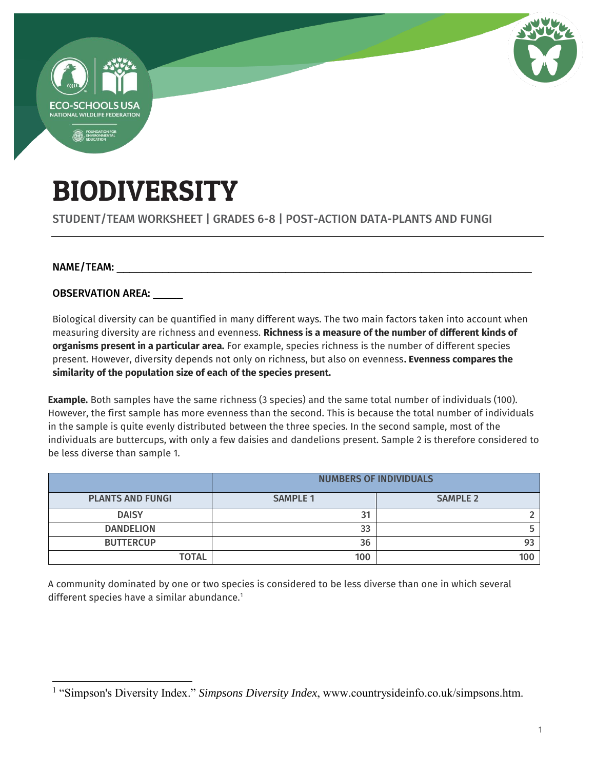# BIODIVERSITY

STUDENT/TEAM WORKSHEET | GRADES 6-8 | POST-ACTION DATA-PLANTS AND FUNGI

**NAME/TEAM:** ___________________________________________________________________

**OBSERVATION AREA:** _____

Biological diversity can be quantified in many different ways. The two main factors taken into account when measuring diversity are richness and evenness. **Richness is a measure of the number of different kinds of organisms present in a particular area.** For example, species richness is the number of different species present. However, diversity depends not only on richness, but also on evenness**. Evenness compares the similarity of the population size of each of the species present.**

**Example.** Both samples have the same richness (3 species) and the same total number of individuals (100). However, the first sample has more evenness than the second. This is because the total number of individuals in the sample is quite evenly distributed between the three species. In the second sample, most of the individuals are buttercups, with only a few daisies and dandelions present. Sample 2 is therefore considered to be less diverse than sample 1.

| | NUMBERS OF INDIVIDUALS | |
|---|---|---|
| **PLANTS AND FUNGI** | **SAMPLE 1** | **SAMPLE 2** |
| **DAISY** | 31 | 2 |
| **DANDELION** | 33 | 5 |
| **BUTTERCUP** | 36 | 93 |
| **TOTAL** | 100 | 100 |

A community dominated by one or two species is considered to be less diverse than one in which several different species have a similar abundance.[1]

[1] "Simpson's Diversity Index." *Simpsons Diversity Index*, www.countrysideinfo.co.uk/simpsons.htm.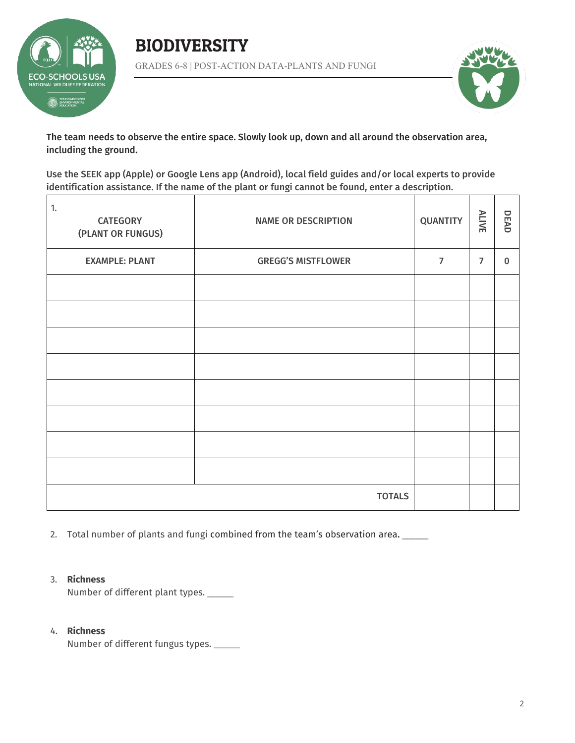# BIODIVERSITY

GRADES 6-8 | POST-ACTION DATA-PLANTS AND FUNGI

**The team needs to observe the entire space. Slowly look up, down and all around the observation area, including the ground.**

**Use the SEEK app (Apple) or Google Lens app (Android), local field guides and/or local experts to provide identification assistance. If the name of the plant or fungi cannot be found, enter a description.**

1.

| CATEGORY (PLANT OR FUNGUS) | NAME OR DESCRIPTION | QUANTITY | ALIVE | DEAD |
|---|---|---|---|---|
| EXAMPLE: PLANT | GREGG'S MISTFLOWER | 7 | 7 | 0 |
| | | | | |
| | | | | |
| | | | | |
| | | | | |
| | | | | |
| | | | | |
| | | | | |
| | | | | |
| | TOTALS | | | |

2. Total number of plants and fungi combined from the team's observation area. _____

3. **Richness**
   Number of different plant types. _____

4. **Richness**
   Number of different fungus types. _____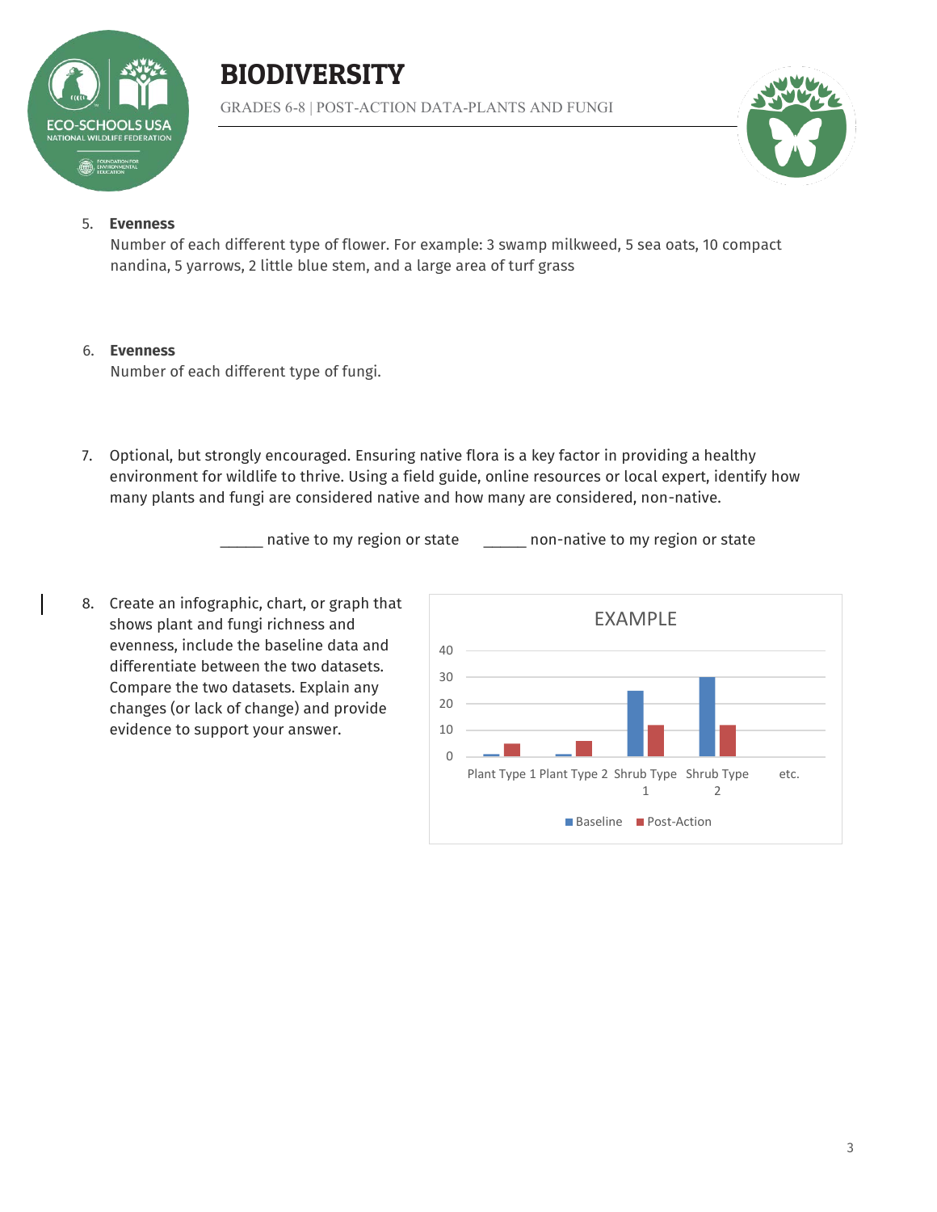# BIODIVERSITY

GRADES 6-8 | POST-ACTION DATA-PLANTS AND FUNGI

5. **Evenness**
   Number of each different type of flower. For example: 3 swamp milkweed, 5 sea oats, 10 compact nandina, 5 yarrows, 2 little blue stem, and a large area of turf grass

6. **Evenness**
   Number of each different type of fungi.

7. Optional, but strongly encouraged. Ensuring native flora is a key factor in providing a healthy environment for wildlife to thrive. Using a field guide, online resources or local expert, identify how many plants and fungi are considered native and how many are considered, non-native.

   _____ native to my region or state     _____ non-native to my region or state

8. Create an infographic, chart, or graph that shows plant and fungi richness and evenness, include the baseline data and differentiate between the two datasets. Compare the two datasets. Explain any changes (or lack of change) and provide evidence to support your answer.

EXAMPLE

40
30
20
10
0

Plant Type 1 Plant Type 2 Shrub Type 1 Shrub Type 2 etc.

Baseline Post-Action